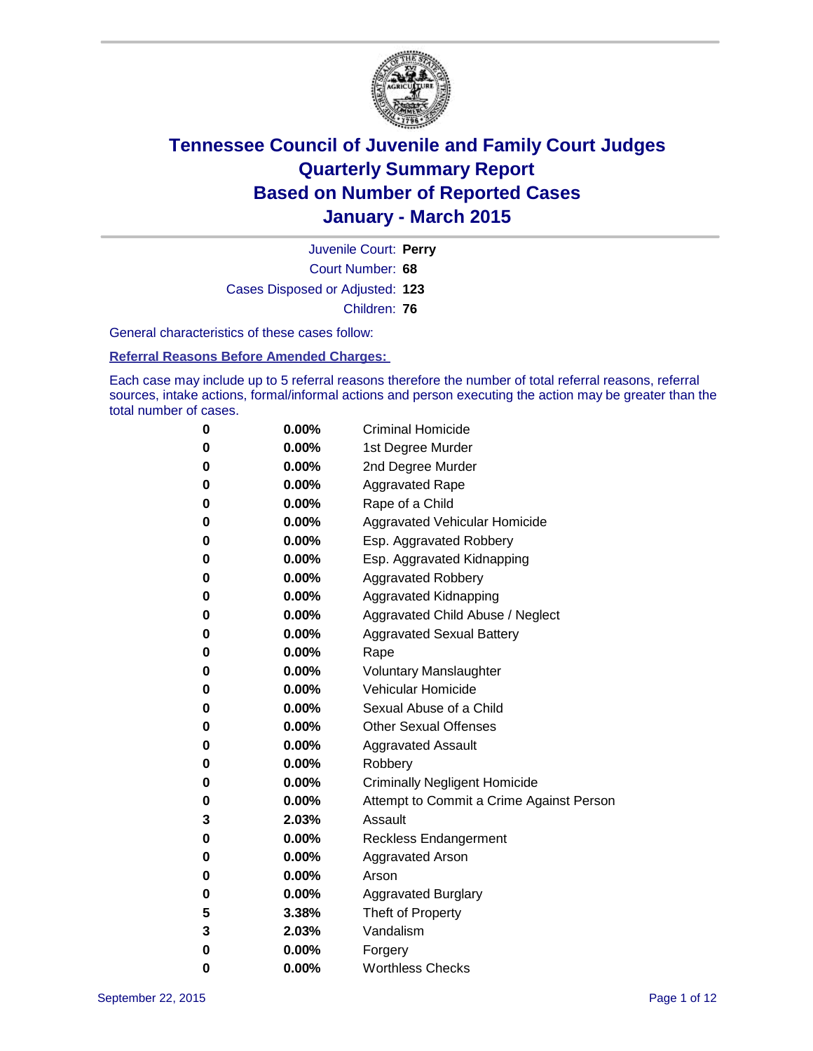# Tennessee Council of Juvenile and Family Court Judges
## Quarterly Summary Report
## Based on Number of Reported Cases
## January - March 2015

Juvenile Court: **Perry**
Court Number: **68**
Cases Disposed or Adjusted: **123**
Children: **76**

General characteristics of these cases follow:

**Referral Reasons Before Amended Charges:**

Each case may include up to 5 referral reasons therefore the number of total referral reasons, referral sources, intake actions, formal/informal actions and person executing the action may be greater than the total number of cases.

| | | |
|---|---|---|
| **0** | **0.00%** | Criminal Homicide |
| **0** | **0.00%** | 1st Degree Murder |
| **0** | **0.00%** | 2nd Degree Murder |
| **0** | **0.00%** | Aggravated Rape |
| **0** | **0.00%** | Rape of a Child |
| **0** | **0.00%** | Aggravated Vehicular Homicide |
| **0** | **0.00%** | Esp. Aggravated Robbery |
| **0** | **0.00%** | Esp. Aggravated Kidnapping |
| **0** | **0.00%** | Aggravated Robbery |
| **0** | **0.00%** | Aggravated Kidnapping |
| **0** | **0.00%** | Aggravated Child Abuse / Neglect |
| **0** | **0.00%** | Aggravated Sexual Battery |
| **0** | **0.00%** | Rape |
| **0** | **0.00%** | Voluntary Manslaughter |
| **0** | **0.00%** | Vehicular Homicide |
| **0** | **0.00%** | Sexual Abuse of a Child |
| **0** | **0.00%** | Other Sexual Offenses |
| **0** | **0.00%** | Aggravated Assault |
| **0** | **0.00%** | Robbery |
| **0** | **0.00%** | Criminally Negligent Homicide |
| **0** | **0.00%** | Attempt to Commit a Crime Against Person |
| **3** | **2.03%** | Assault |
| **0** | **0.00%** | Reckless Endangerment |
| **0** | **0.00%** | Aggravated Arson |
| **0** | **0.00%** | Arson |
| **0** | **0.00%** | Aggravated Burglary |
| **5** | **3.38%** | Theft of Property |
| **3** | **2.03%** | Vandalism |
| **0** | **0.00%** | Forgery |
| **0** | **0.00%** | Worthless Checks |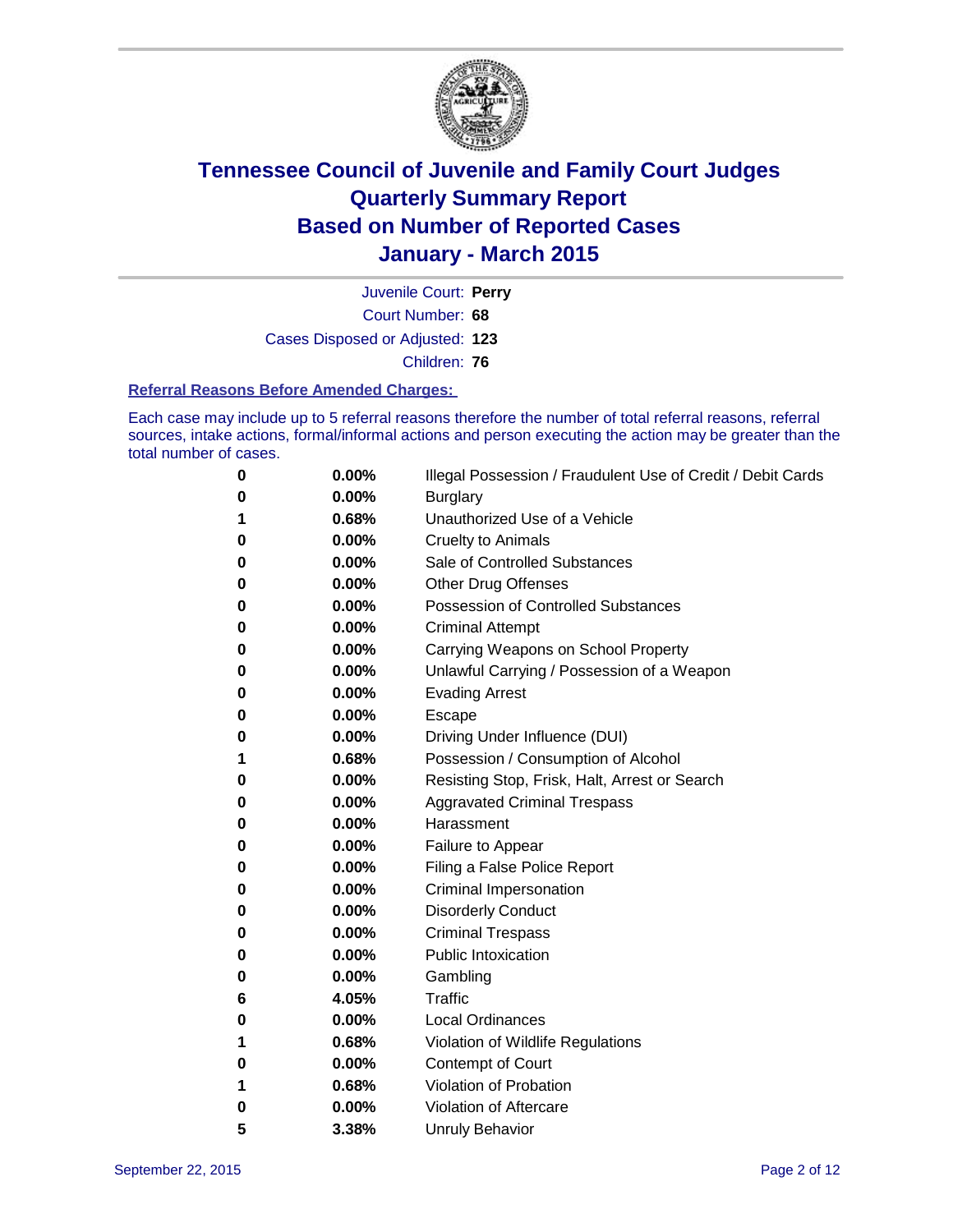# Tennessee Council of Juvenile and Family Court Judges
## Quarterly Summary Report
## Based on Number of Reported Cases
## January - March 2015

Juvenile Court: **Perry**
Court Number: **68**
Cases Disposed or Adjusted: **123**
Children: **76**

### Referral Reasons Before Amended Charges:

Each case may include up to 5 referral reasons therefore the number of total referral reasons, referral sources, intake actions, formal/informal actions and person executing the action may be greater than the total number of cases.

| | | |
|---|---|---|
| **0** | **0.00%** | Illegal Possession / Fraudulent Use of Credit / Debit Cards |
| **0** | **0.00%** | Burglary |
| **1** | **0.68%** | Unauthorized Use of a Vehicle |
| **0** | **0.00%** | Cruelty to Animals |
| **0** | **0.00%** | Sale of Controlled Substances |
| **0** | **0.00%** | Other Drug Offenses |
| **0** | **0.00%** | Possession of Controlled Substances |
| **0** | **0.00%** | Criminal Attempt |
| **0** | **0.00%** | Carrying Weapons on School Property |
| **0** | **0.00%** | Unlawful Carrying / Possession of a Weapon |
| **0** | **0.00%** | Evading Arrest |
| **0** | **0.00%** | Escape |
| **0** | **0.00%** | Driving Under Influence (DUI) |
| **1** | **0.68%** | Possession / Consumption of Alcohol |
| **0** | **0.00%** | Resisting Stop, Frisk, Halt, Arrest or Search |
| **0** | **0.00%** | Aggravated Criminal Trespass |
| **0** | **0.00%** | Harassment |
| **0** | **0.00%** | Failure to Appear |
| **0** | **0.00%** | Filing a False Police Report |
| **0** | **0.00%** | Criminal Impersonation |
| **0** | **0.00%** | Disorderly Conduct |
| **0** | **0.00%** | Criminal Trespass |
| **0** | **0.00%** | Public Intoxication |
| **0** | **0.00%** | Gambling |
| **6** | **4.05%** | Traffic |
| **0** | **0.00%** | Local Ordinances |
| **1** | **0.68%** | Violation of Wildlife Regulations |
| **0** | **0.00%** | Contempt of Court |
| **1** | **0.68%** | Violation of Probation |
| **0** | **0.00%** | Violation of Aftercare |
| **5** | **3.38%** | Unruly Behavior |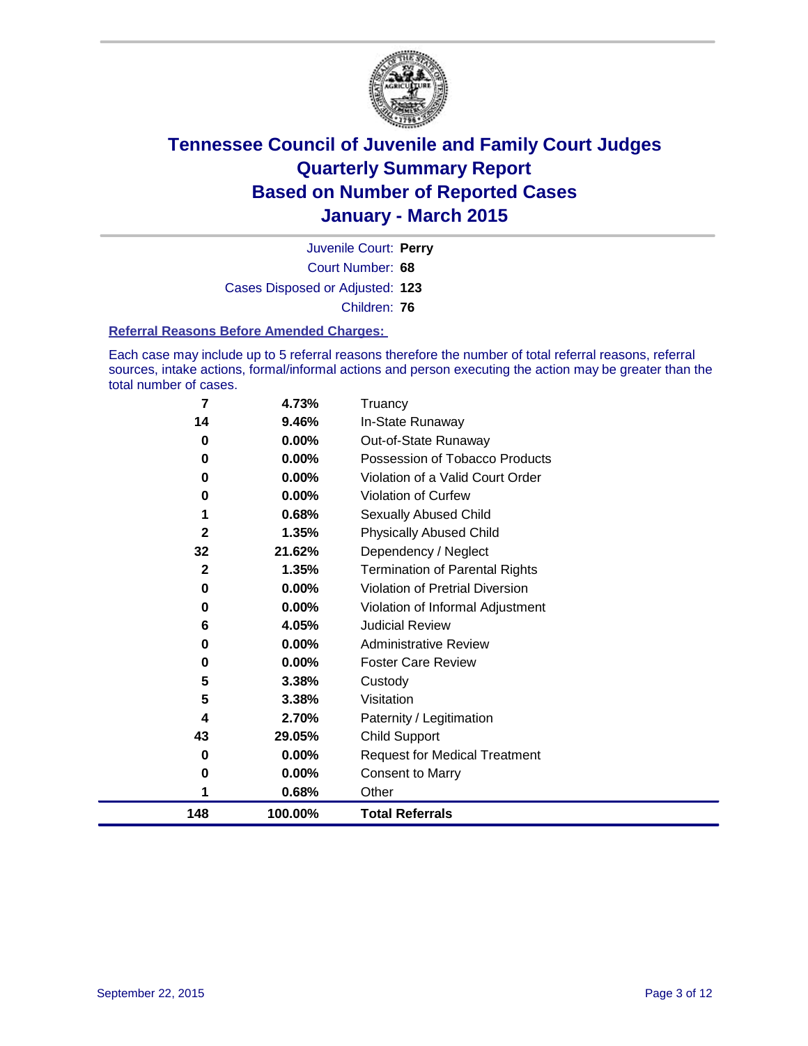# Tennessee Council of Juvenile and Family Court Judges
## Quarterly Summary Report
## Based on Number of Reported Cases
## January - March 2015

Juvenile Court: **Perry**

Court Number: **68**

Cases Disposed or Adjusted: **123**

Children: **76**

### Referral Reasons Before Amended Charges:

Each case may include up to 5 referral reasons therefore the number of total referral reasons, referral sources, intake actions, formal/informal actions and person executing the action may be greater than the total number of cases.

| Count | Percent | Referral Reason |
|---|---|---|
| 7 | 4.73% | Truancy |
| 14 | 9.46% | In-State Runaway |
| 0 | 0.00% | Out-of-State Runaway |
| 0 | 0.00% | Possession of Tobacco Products |
| 0 | 0.00% | Violation of a Valid Court Order |
| 0 | 0.00% | Violation of Curfew |
| 1 | 0.68% | Sexually Abused Child |
| 2 | 1.35% | Physically Abused Child |
| 32 | 21.62% | Dependency / Neglect |
| 2 | 1.35% | Termination of Parental Rights |
| 0 | 0.00% | Violation of Pretrial Diversion |
| 0 | 0.00% | Violation of Informal Adjustment |
| 6 | 4.05% | Judicial Review |
| 0 | 0.00% | Administrative Review |
| 0 | 0.00% | Foster Care Review |
| 5 | 3.38% | Custody |
| 5 | 3.38% | Visitation |
| 4 | 2.70% | Paternity / Legitimation |
| 43 | 29.05% | Child Support |
| 0 | 0.00% | Request for Medical Treatment |
| 0 | 0.00% | Consent to Marry |
| 1 | 0.68% | Other |
| **148** | **100.00%** | **Total Referrals** |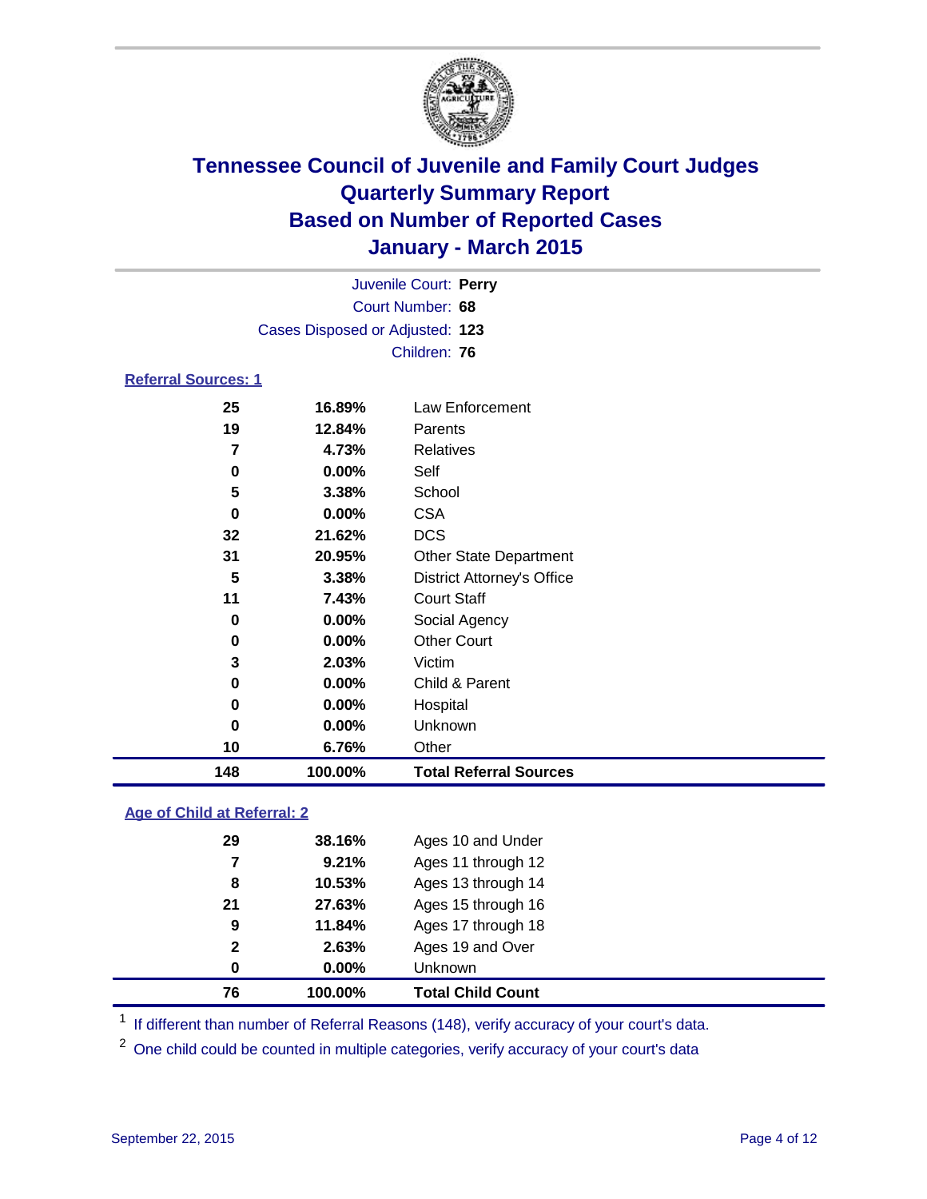# Tennessee Council of Juvenile and Family Court Judges
# Quarterly Summary Report
# Based on Number of Reported Cases
# January - March 2015

Juvenile Court: **Perry**
Court Number: **68**
Cases Disposed or Adjusted: **123**
Children: **76**

## Referral Sources: 1

| | | |
|---|---|---|
| 25 | 16.89% | Law Enforcement |
| 19 | 12.84% | Parents |
| 7 | 4.73% | Relatives |
| 0 | 0.00% | Self |
| 5 | 3.38% | School |
| 0 | 0.00% | CSA |
| 32 | 21.62% | DCS |
| 31 | 20.95% | Other State Department |
| 5 | 3.38% | District Attorney's Office |
| 11 | 7.43% | Court Staff |
| 0 | 0.00% | Social Agency |
| 0 | 0.00% | Other Court |
| 3 | 2.03% | Victim |
| 0 | 0.00% | Child & Parent |
| 0 | 0.00% | Hospital |
| 0 | 0.00% | Unknown |
| 10 | 6.76% | Other |
| **148** | **100.00%** | **Total Referral Sources** |

## Age of Child at Referral: 2

| | | |
|---|---|---|
| 29 | 38.16% | Ages 10 and Under |
| 7 | 9.21% | Ages 11 through 12 |
| 8 | 10.53% | Ages 13 through 14 |
| 21 | 27.63% | Ages 15 through 16 |
| 9 | 11.84% | Ages 17 through 18 |
| 2 | 2.63% | Ages 19 and Over |
| 0 | 0.00% | Unknown |
| **76** | **100.00%** | **Total Child Count** |

[1] If different than number of Referral Reasons (148), verify accuracy of your court's data.

[2] One child could be counted in multiple categories, verify accuracy of your court's data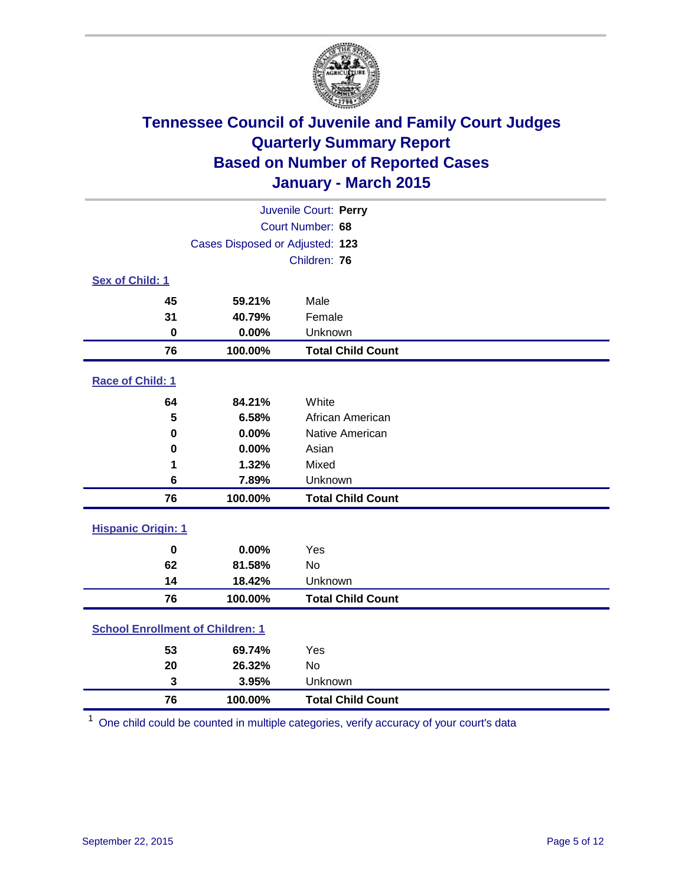# Tennessee Council of Juvenile and Family Court Judges
## Quarterly Summary Report
## Based on Number of Reported Cases
## January - March 2015

Juvenile Court: **Perry**
Court Number: **68**
Cases Disposed or Adjusted: **123**
Children: **76**

### Sex of Child: 1

| Count | Percent | Category |
|---|---|---|
| 45 | 59.21% | Male |
| 31 | 40.79% | Female |
| 0 | 0.00% | Unknown |
| **76** | **100.00%** | **Total Child Count** |

### Race of Child: 1

| Count | Percent | Category |
|---|---|---|
| 64 | 84.21% | White |
| 5 | 6.58% | African American |
| 0 | 0.00% | Native American |
| 0 | 0.00% | Asian |
| 1 | 1.32% | Mixed |
| 6 | 7.89% | Unknown |
| **76** | **100.00%** | **Total Child Count** |

### Hispanic Origin: 1

| Count | Percent | Category |
|---|---|---|
| 0 | 0.00% | Yes |
| 62 | 81.58% | No |
| 14 | 18.42% | Unknown |
| **76** | **100.00%** | **Total Child Count** |

### School Enrollment of Children: 1

| Count | Percent | Category |
|---|---|---|
| 53 | 69.74% | Yes |
| 20 | 26.32% | No |
| 3 | 3.95% | Unknown |
| **76** | **100.00%** | **Total Child Count** |

[1] One child could be counted in multiple categories, verify accuracy of your court's data

September 22, 2015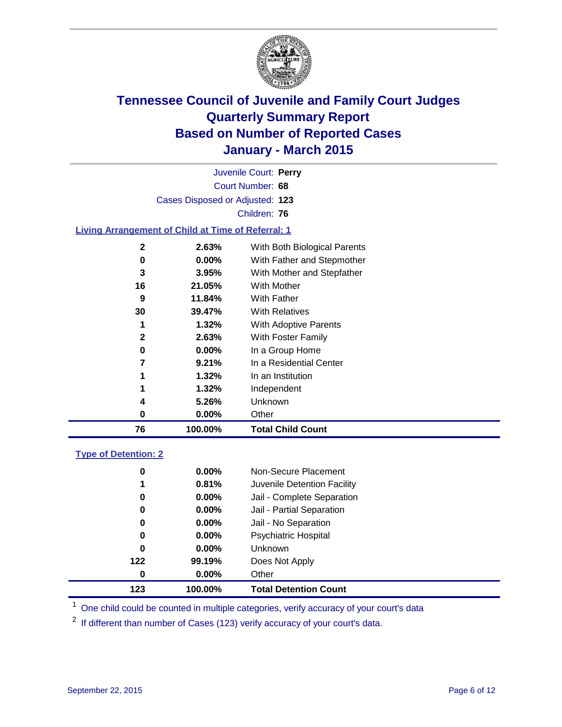# Tennessee Council of Juvenile and Family Court Judges
## Quarterly Summary Report
## Based on Number of Reported Cases
## January - March 2015

Juvenile Court: **Perry**

Court Number: **68**

Cases Disposed or Adjusted: **123**

Children: **76**

### Living Arrangement of Child at Time of Referral: 1

| Count | Percent | Category |
|---|---|---|
| 2 | 2.63% | With Both Biological Parents |
| 0 | 0.00% | With Father and Stepmother |
| 3 | 3.95% | With Mother and Stepfather |
| 16 | 21.05% | With Mother |
| 9 | 11.84% | With Father |
| 30 | 39.47% | With Relatives |
| 1 | 1.32% | With Adoptive Parents |
| 2 | 2.63% | With Foster Family |
| 0 | 0.00% | In a Group Home |
| 7 | 9.21% | In a Residential Center |
| 1 | 1.32% | In an Institution |
| 1 | 1.32% | Independent |
| 4 | 5.26% | Unknown |
| 0 | 0.00% | Other |
| **76** | **100.00%** | **Total Child Count** |

### Type of Detention: 2

| Count | Percent | Category |
|---|---|---|
| 0 | 0.00% | Non-Secure Placement |
| 1 | 0.81% | Juvenile Detention Facility |
| 0 | 0.00% | Jail - Complete Separation |
| 0 | 0.00% | Jail - Partial Separation |
| 0 | 0.00% | Jail - No Separation |
| 0 | 0.00% | Psychiatric Hospital |
| 0 | 0.00% | Unknown |
| 122 | 99.19% | Does Not Apply |
| 0 | 0.00% | Other |
| **123** | **100.00%** | **Total Detention Count** |

[1] One child could be counted in multiple categories, verify accuracy of your court's data

[2] If different than number of Cases (123) verify accuracy of your court's data.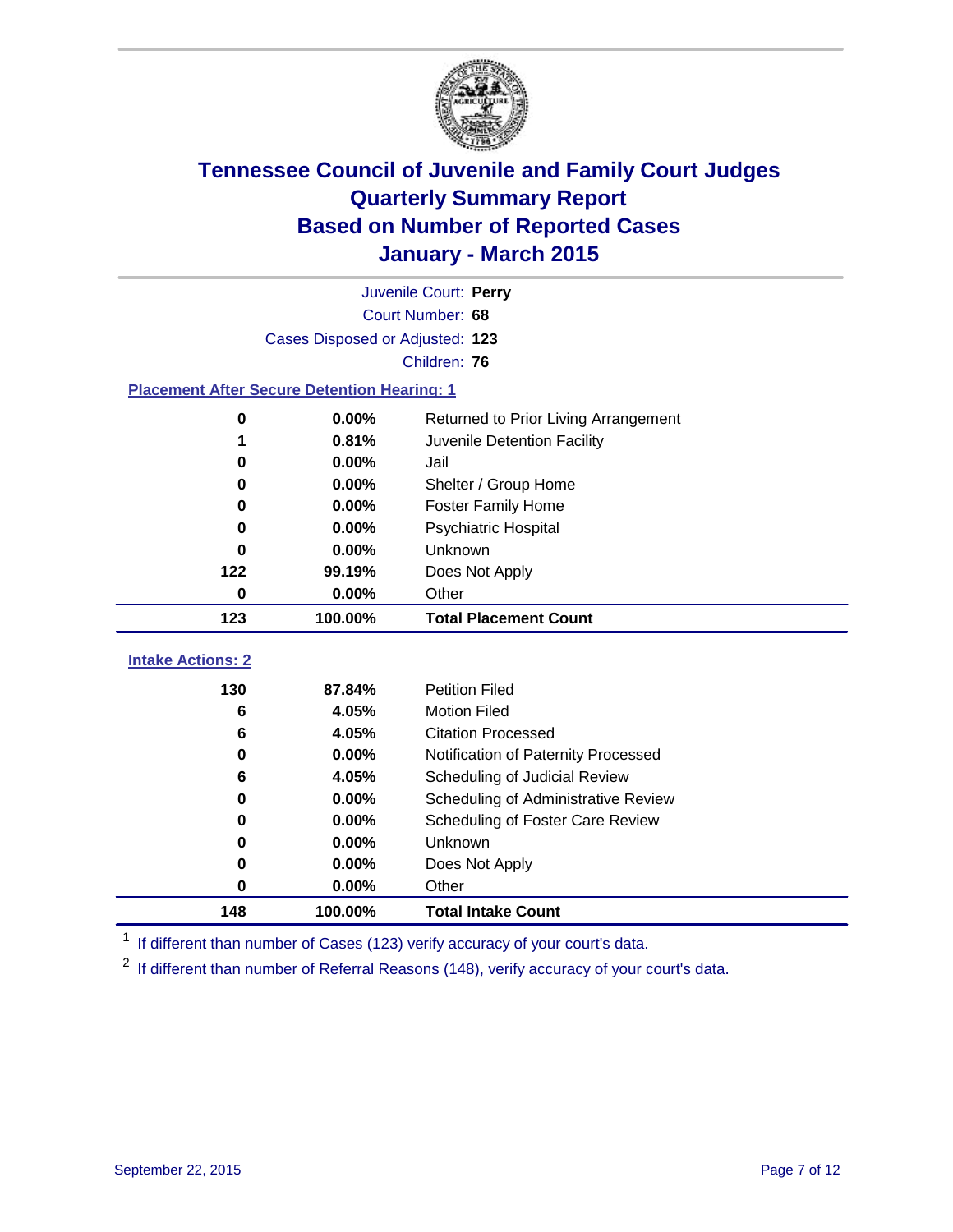# Tennessee Council of Juvenile and Family Court Judges
# Quarterly Summary Report
# Based on Number of Reported Cases
# January - March 2015

Juvenile Court: **Perry**

Court Number: **68**

Cases Disposed or Adjusted: **123**

Children: **76**

### Placement After Secure Detention Hearing: 1

| Count | Percent | Placement |
|---|---|---|
| 0 | 0.00% | Returned to Prior Living Arrangement |
| 1 | 0.81% | Juvenile Detention Facility |
| 0 | 0.00% | Jail |
| 0 | 0.00% | Shelter / Group Home |
| 0 | 0.00% | Foster Family Home |
| 0 | 0.00% | Psychiatric Hospital |
| 0 | 0.00% | Unknown |
| 122 | 99.19% | Does Not Apply |
| 0 | 0.00% | Other |
| **123** | **100.00%** | **Total Placement Count** |

### Intake Actions: 2

| Count | Percent | Intake Action |
|---|---|---|
| 130 | 87.84% | Petition Filed |
| 6 | 4.05% | Motion Filed |
| 6 | 4.05% | Citation Processed |
| 0 | 0.00% | Notification of Paternity Processed |
| 6 | 4.05% | Scheduling of Judicial Review |
| 0 | 0.00% | Scheduling of Administrative Review |
| 0 | 0.00% | Scheduling of Foster Care Review |
| 0 | 0.00% | Unknown |
| 0 | 0.00% | Does Not Apply |
| 0 | 0.00% | Other |
| **148** | **100.00%** | **Total Intake Count** |

[1] If different than number of Cases (123) verify accuracy of your court's data.

[2] If different than number of Referral Reasons (148), verify accuracy of your court's data.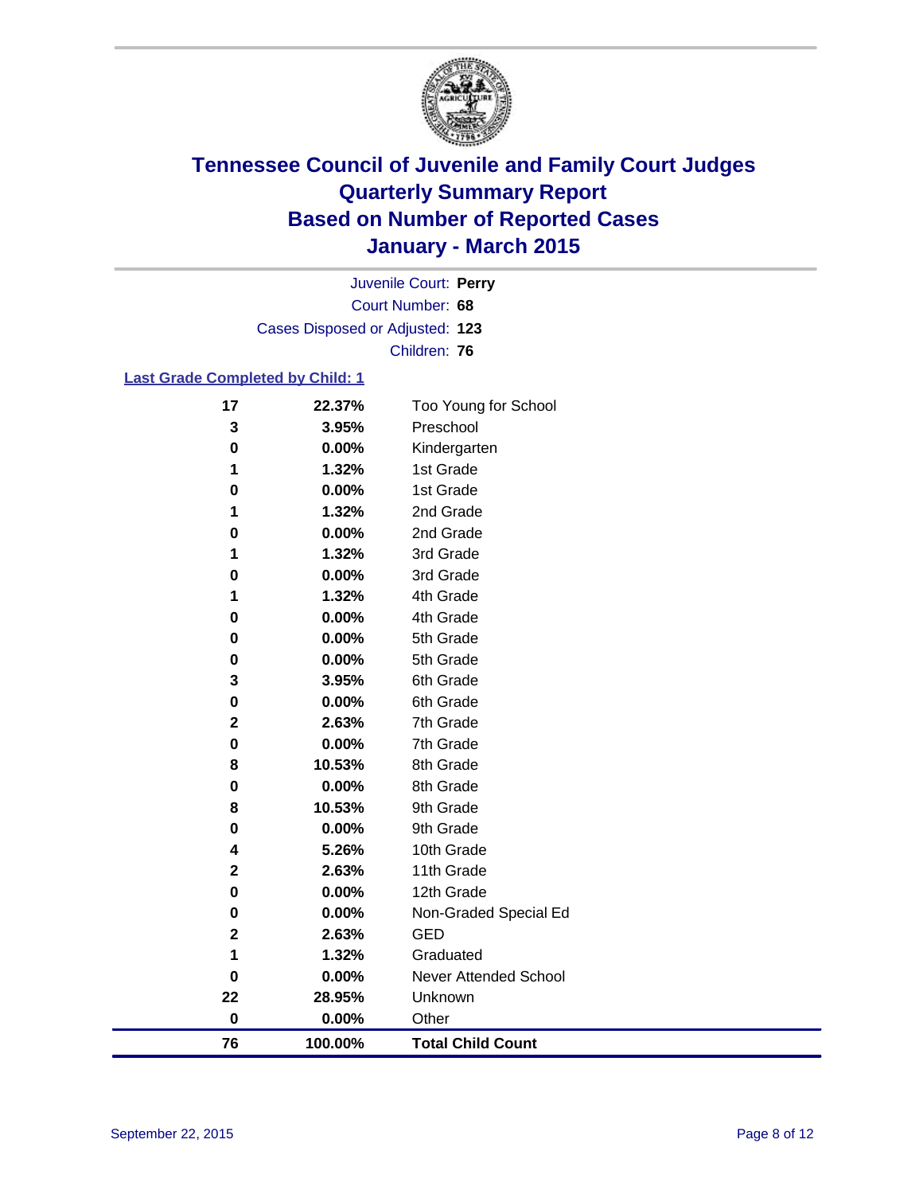# Tennessee Council of Juvenile and Family Court Judges
# Quarterly Summary Report
# Based on Number of Reported Cases
# January - March 2015

Juvenile Court: **Perry**
Court Number: **68**
Cases Disposed or Adjusted: **123**
Children: **76**

## Last Grade Completed by Child: 1

| Count | Percent | Grade |
|---|---|---|
| 17 | 22.37% | Too Young for School |
| 3 | 3.95% | Preschool |
| 0 | 0.00% | Kindergarten |
| 1 | 1.32% | 1st Grade |
| 0 | 0.00% | 1st Grade |
| 1 | 1.32% | 2nd Grade |
| 0 | 0.00% | 2nd Grade |
| 1 | 1.32% | 3rd Grade |
| 0 | 0.00% | 3rd Grade |
| 1 | 1.32% | 4th Grade |
| 0 | 0.00% | 4th Grade |
| 0 | 0.00% | 5th Grade |
| 0 | 0.00% | 5th Grade |
| 3 | 3.95% | 6th Grade |
| 0 | 0.00% | 6th Grade |
| 2 | 2.63% | 7th Grade |
| 0 | 0.00% | 7th Grade |
| 8 | 10.53% | 8th Grade |
| 0 | 0.00% | 8th Grade |
| 8 | 10.53% | 9th Grade |
| 0 | 0.00% | 9th Grade |
| 4 | 5.26% | 10th Grade |
| 2 | 2.63% | 11th Grade |
| 0 | 0.00% | 12th Grade |
| 0 | 0.00% | Non-Graded Special Ed |
| 2 | 2.63% | GED |
| 1 | 1.32% | Graduated |
| 0 | 0.00% | Never Attended School |
| 22 | 28.95% | Unknown |
| 0 | 0.00% | Other |
| **76** | **100.00%** | **Total Child Count** |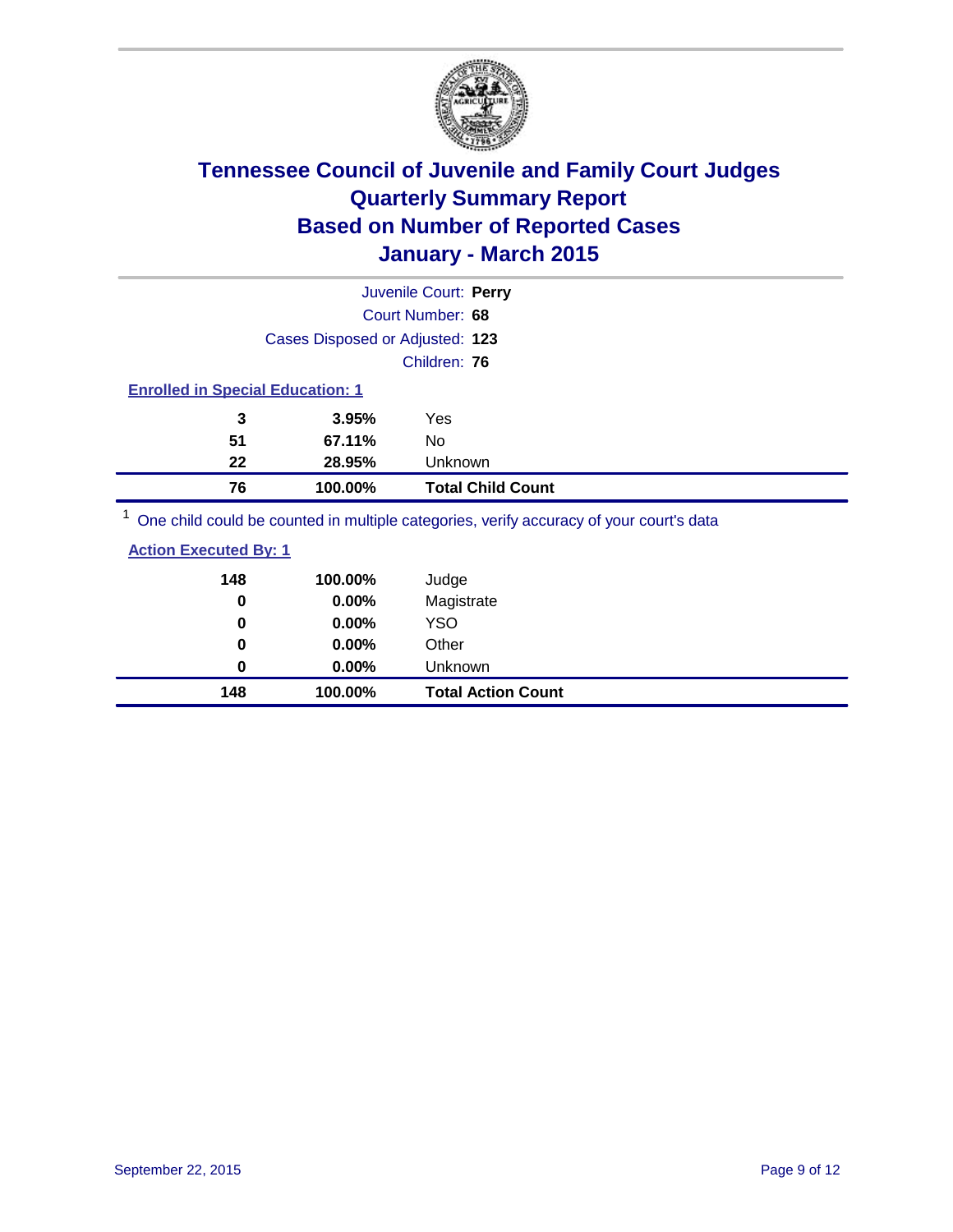# Tennessee Council of Juvenile and Family Court Judges
# Quarterly Summary Report
# Based on Number of Reported Cases
# January - March 2015

Juvenile Court: **Perry**

Court Number: **68**

Cases Disposed or Adjusted: **123**

Children: **76**

### Enrolled in Special Education: 1

| Count | Percent | Category |
|---|---|---|
| 3 | 3.95% | Yes |
| 51 | 67.11% | No |
| 22 | 28.95% | Unknown |
| **76** | **100.00%** | **Total Child Count** |

[1] One child could be counted in multiple categories, verify accuracy of your court's data

### Action Executed By: 1

| Count | Percent | Category |
|---|---|---|
| 148 | 100.00% | Judge |
| 0 | 0.00% | Magistrate |
| 0 | 0.00% | YSO |
| 0 | 0.00% | Other |
| 0 | 0.00% | Unknown |
| **148** | **100.00%** | **Total Action Count** |

September 22, 2015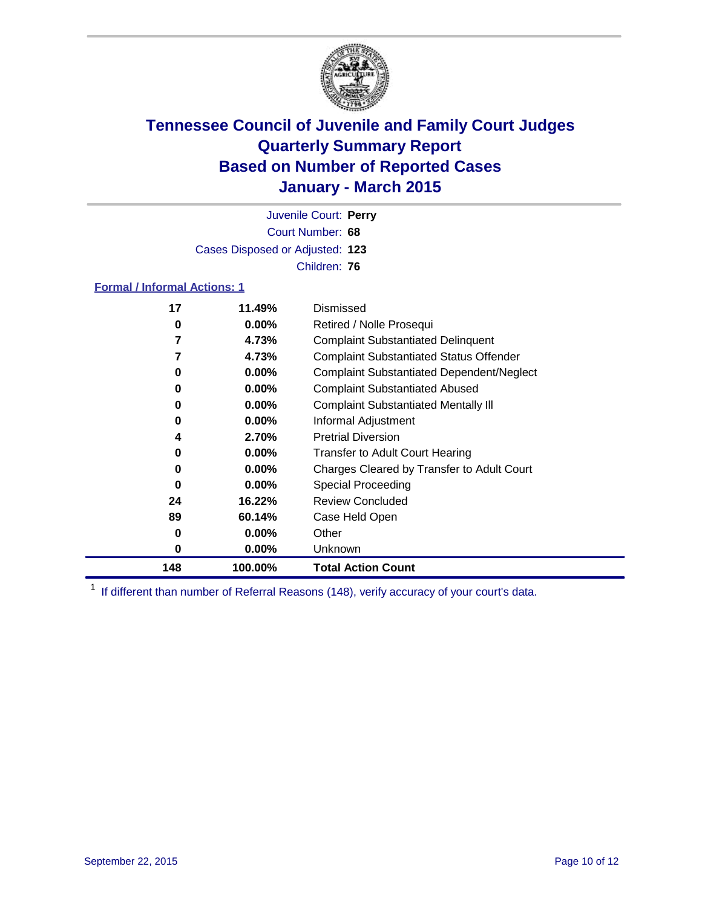# Tennessee Council of Juvenile and Family Court Judges
# Quarterly Summary Report
# Based on Number of Reported Cases
# January - March 2015

Juvenile Court: **Perry**
Court Number: **68**
Cases Disposed or Adjusted: **123**
Children: **76**

**Formal / Informal Actions: 1**

| Count | Percent | Action |
|---|---|---|
| 17 | 11.49% | Dismissed |
| 0 | 0.00% | Retired / Nolle Prosequi |
| 7 | 4.73% | Complaint Substantiated Delinquent |
| 7 | 4.73% | Complaint Substantiated Status Offender |
| 0 | 0.00% | Complaint Substantiated Dependent/Neglect |
| 0 | 0.00% | Complaint Substantiated Abused |
| 0 | 0.00% | Complaint Substantiated Mentally Ill |
| 0 | 0.00% | Informal Adjustment |
| 4 | 2.70% | Pretrial Diversion |
| 0 | 0.00% | Transfer to Adult Court Hearing |
| 0 | 0.00% | Charges Cleared by Transfer to Adult Court |
| 0 | 0.00% | Special Proceeding |
| 24 | 16.22% | Review Concluded |
| 89 | 60.14% | Case Held Open |
| 0 | 0.00% | Other |
| 0 | 0.00% | Unknown |
| **148** | **100.00%** | **Total Action Count** |

[1] If different than number of Referral Reasons (148), verify accuracy of your court's data.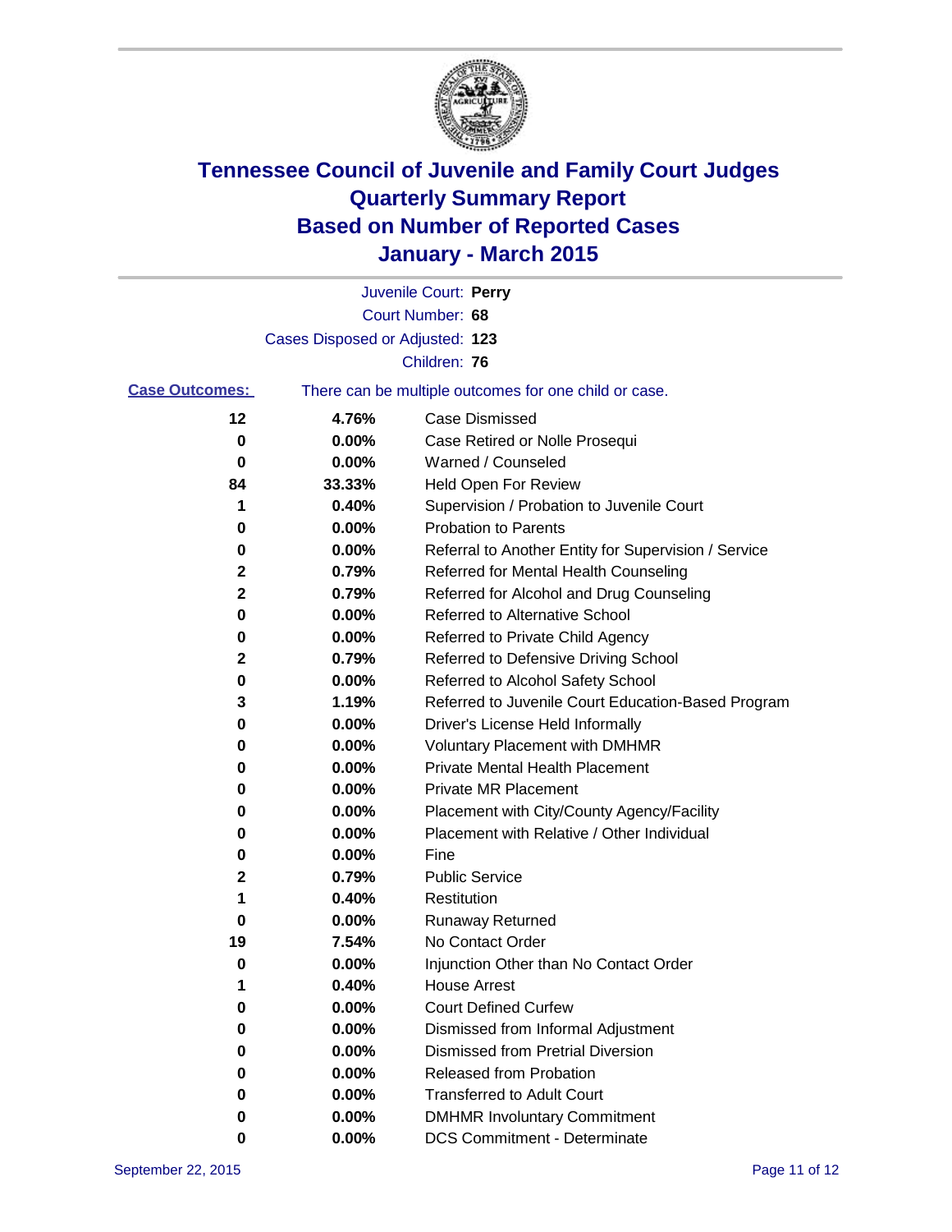# Tennessee Council of Juvenile and Family Court Judges
## Quarterly Summary Report
## Based on Number of Reported Cases
## January - March 2015

Juvenile Court: **Perry**

Court Number: **68**

Cases Disposed or Adjusted: **123**

Children: **76**

**Case Outcomes:** There can be multiple outcomes for one child or case.

| Count | Percent | Outcome |
|---|---|---|
| 12 | 4.76% | Case Dismissed |
| 0 | 0.00% | Case Retired or Nolle Prosequi |
| 0 | 0.00% | Warned / Counseled |
| 84 | 33.33% | Held Open For Review |
| 1 | 0.40% | Supervision / Probation to Juvenile Court |
| 0 | 0.00% | Probation to Parents |
| 0 | 0.00% | Referral to Another Entity for Supervision / Service |
| 2 | 0.79% | Referred for Mental Health Counseling |
| 2 | 0.79% | Referred for Alcohol and Drug Counseling |
| 0 | 0.00% | Referred to Alternative School |
| 0 | 0.00% | Referred to Private Child Agency |
| 2 | 0.79% | Referred to Defensive Driving School |
| 0 | 0.00% | Referred to Alcohol Safety School |
| 3 | 1.19% | Referred to Juvenile Court Education-Based Program |
| 0 | 0.00% | Driver's License Held Informally |
| 0 | 0.00% | Voluntary Placement with DMHMR |
| 0 | 0.00% | Private Mental Health Placement |
| 0 | 0.00% | Private MR Placement |
| 0 | 0.00% | Placement with City/County Agency/Facility |
| 0 | 0.00% | Placement with Relative / Other Individual |
| 0 | 0.00% | Fine |
| 2 | 0.79% | Public Service |
| 1 | 0.40% | Restitution |
| 0 | 0.00% | Runaway Returned |
| 19 | 7.54% | No Contact Order |
| 0 | 0.00% | Injunction Other than No Contact Order |
| 1 | 0.40% | House Arrest |
| 0 | 0.00% | Court Defined Curfew |
| 0 | 0.00% | Dismissed from Informal Adjustment |
| 0 | 0.00% | Dismissed from Pretrial Diversion |
| 0 | 0.00% | Released from Probation |
| 0 | 0.00% | Transferred to Adult Court |
| 0 | 0.00% | DMHMR Involuntary Commitment |
| 0 | 0.00% | DCS Commitment - Determinate |

September 22, 2015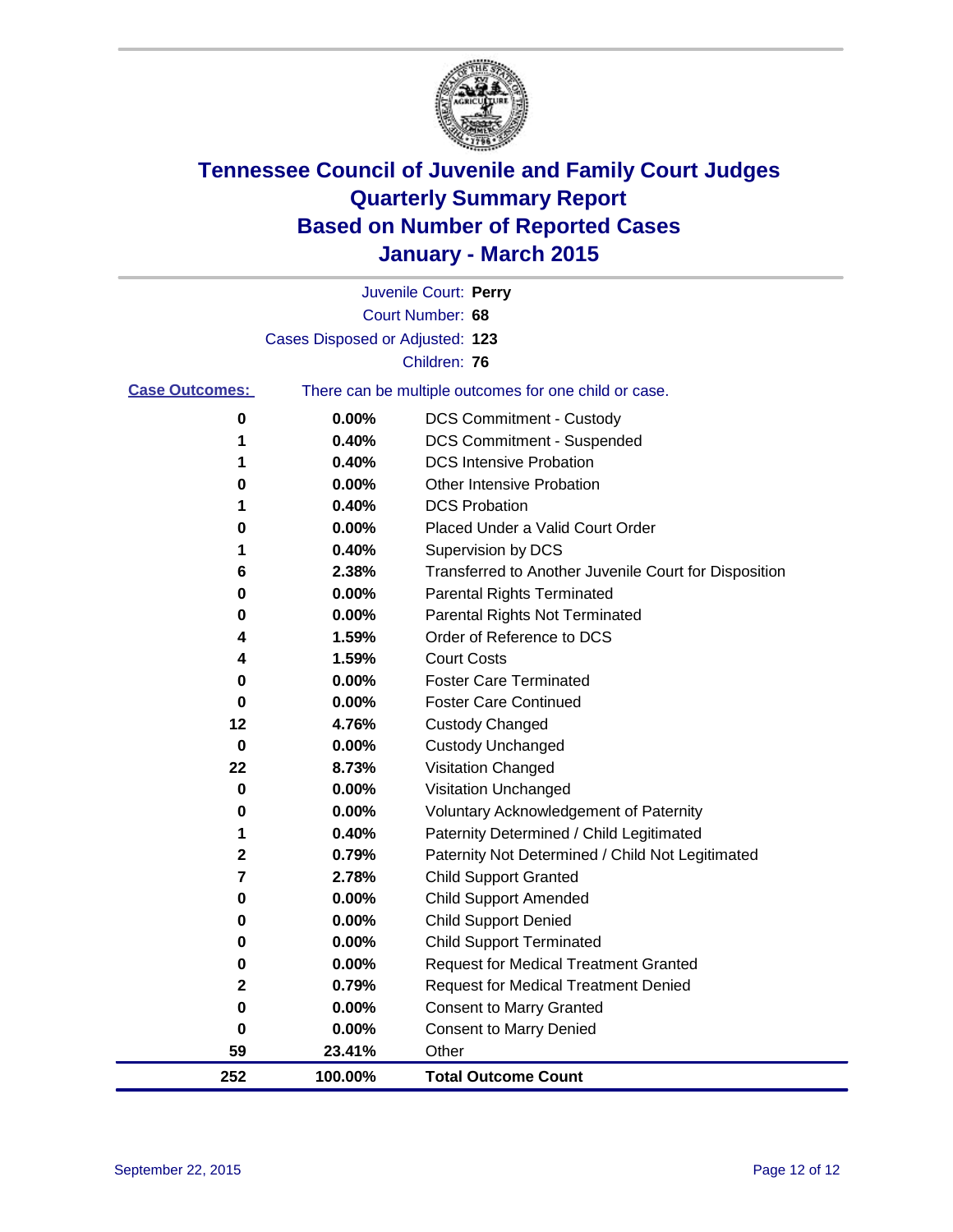# Tennessee Council of Juvenile and Family Court Judges
## Quarterly Summary Report
## Based on Number of Reported Cases
## January - March 2015

Juvenile Court: **Perry**
Court Number: **68**
Cases Disposed or Adjusted: **123**
Children: **76**

**Case Outcomes:** There can be multiple outcomes for one child or case.

| | | |
|---|---|---|
| 0 | 0.00% | DCS Commitment - Custody |
| 1 | 0.40% | DCS Commitment - Suspended |
| 1 | 0.40% | DCS Intensive Probation |
| 0 | 0.00% | Other Intensive Probation |
| 1 | 0.40% | DCS Probation |
| 0 | 0.00% | Placed Under a Valid Court Order |
| 1 | 0.40% | Supervision by DCS |
| 6 | 2.38% | Transferred to Another Juvenile Court for Disposition |
| 0 | 0.00% | Parental Rights Terminated |
| 0 | 0.00% | Parental Rights Not Terminated |
| 4 | 1.59% | Order of Reference to DCS |
| 4 | 1.59% | Court Costs |
| 0 | 0.00% | Foster Care Terminated |
| 0 | 0.00% | Foster Care Continued |
| 12 | 4.76% | Custody Changed |
| 0 | 0.00% | Custody Unchanged |
| 22 | 8.73% | Visitation Changed |
| 0 | 0.00% | Visitation Unchanged |
| 0 | 0.00% | Voluntary Acknowledgement of Paternity |
| 1 | 0.40% | Paternity Determined / Child Legitimated |
| 2 | 0.79% | Paternity Not Determined / Child Not Legitimated |
| 7 | 2.78% | Child Support Granted |
| 0 | 0.00% | Child Support Amended |
| 0 | 0.00% | Child Support Denied |
| 0 | 0.00% | Child Support Terminated |
| 0 | 0.00% | Request for Medical Treatment Granted |
| 2 | 0.79% | Request for Medical Treatment Denied |
| 0 | 0.00% | Consent to Marry Granted |
| 0 | 0.00% | Consent to Marry Denied |
| 59 | 23.41% | Other |
| **252** | **100.00%** | **Total Outcome Count** |